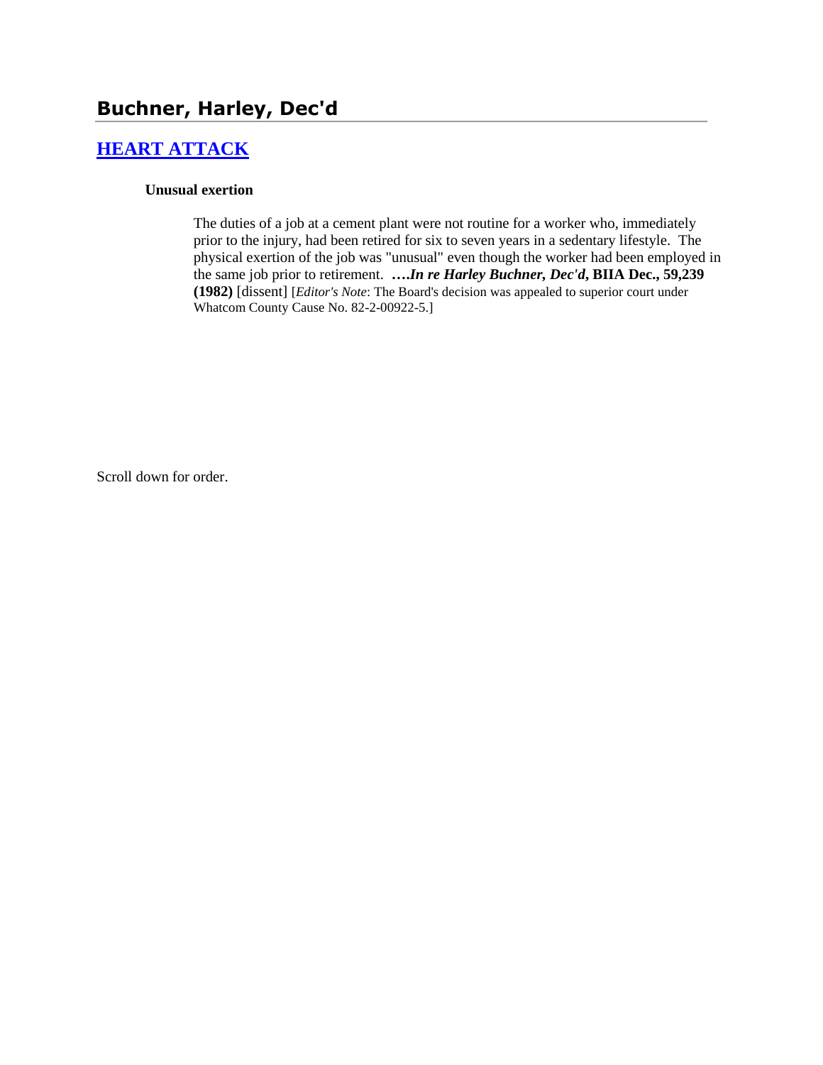# Buchner, Harley, Dec'd

## HEART ATTACK

**Unusual exertion**

The duties of a job at a cement plant were not routine for a worker who, immediately prior to the injury, had been retired for six to seven years in a sedentary lifestyle. The physical exertion of the job was "unusual" even though the worker had been employed in the same job prior to retirement. **….*In re Harley Buchner, Dec'd*, BIIA Dec., 59,239 (1982)** [dissent] [*Editor's Note*: The Board's decision was appealed to superior court under Whatcom County Cause No. 82-2-00922-5.]

Scroll down for order.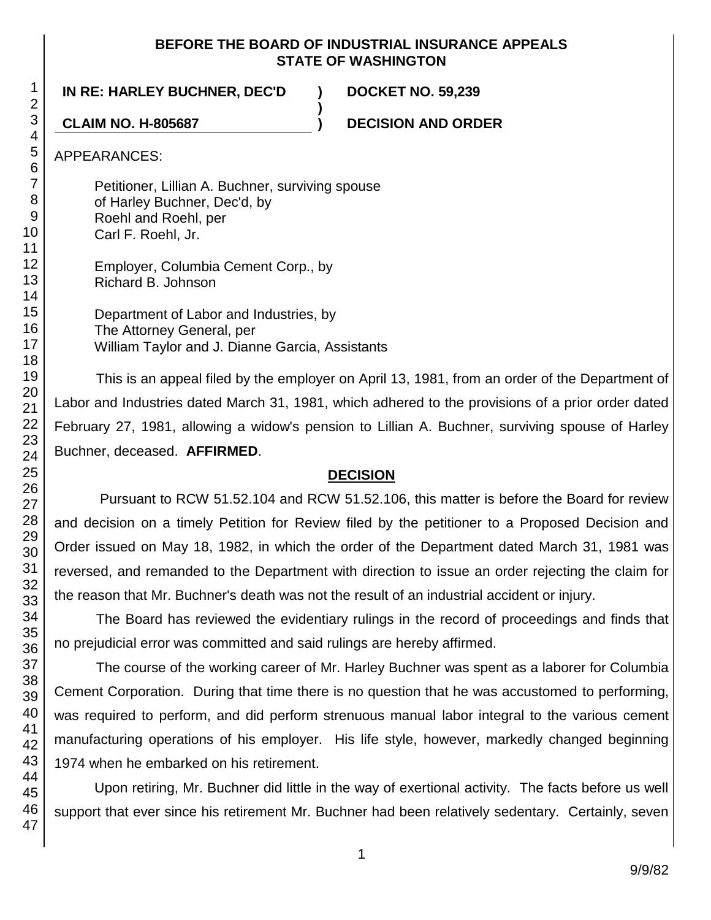**BEFORE THE BOARD OF INDUSTRIAL INSURANCE APPEALS**
**STATE OF WASHINGTON**

**IN RE: HARLEY BUCHNER, DEC'D** ) **DOCKET NO. 59,239**
)
**CLAIM NO. H-805687** ) **DECISION AND ORDER**

APPEARANCES:

Petitioner, Lillian A. Buchner, surviving spouse of Harley Buchner, Dec'd, by
Roehl and Roehl, per
Carl F. Roehl, Jr.

Employer, Columbia Cement Corp., by
Richard B. Johnson

Department of Labor and Industries, by
The Attorney General, per
William Taylor and J. Dianne Garcia, Assistants

This is an appeal filed by the employer on April 13, 1981, from an order of the Department of Labor and Industries dated March 31, 1981, which adhered to the provisions of a prior order dated February 27, 1981, allowing a widow's pension to Lillian A. Buchner, surviving spouse of Harley Buchner, deceased. **AFFIRMED**.

## DECISION

Pursuant to RCW 51.52.104 and RCW 51.52.106, this matter is before the Board for review and decision on a timely Petition for Review filed by the petitioner to a Proposed Decision and Order issued on May 18, 1982, in which the order of the Department dated March 31, 1981 was reversed, and remanded to the Department with direction to issue an order rejecting the claim for the reason that Mr. Buchner's death was not the result of an industrial accident or injury.

The Board has reviewed the evidentiary rulings in the record of proceedings and finds that no prejudicial error was committed and said rulings are hereby affirmed.

The course of the working career of Mr. Harley Buchner was spent as a laborer for Columbia Cement Corporation. During that time there is no question that he was accustomed to performing, was required to perform, and did perform strenuous manual labor integral to the various cement manufacturing operations of his employer. His life style, however, markedly changed beginning 1974 when he embarked on his retirement.

Upon retiring, Mr. Buchner did little in the way of exertional activity. The facts before us well support that ever since his retirement Mr. Buchner had been relatively sedentary. Certainly, seven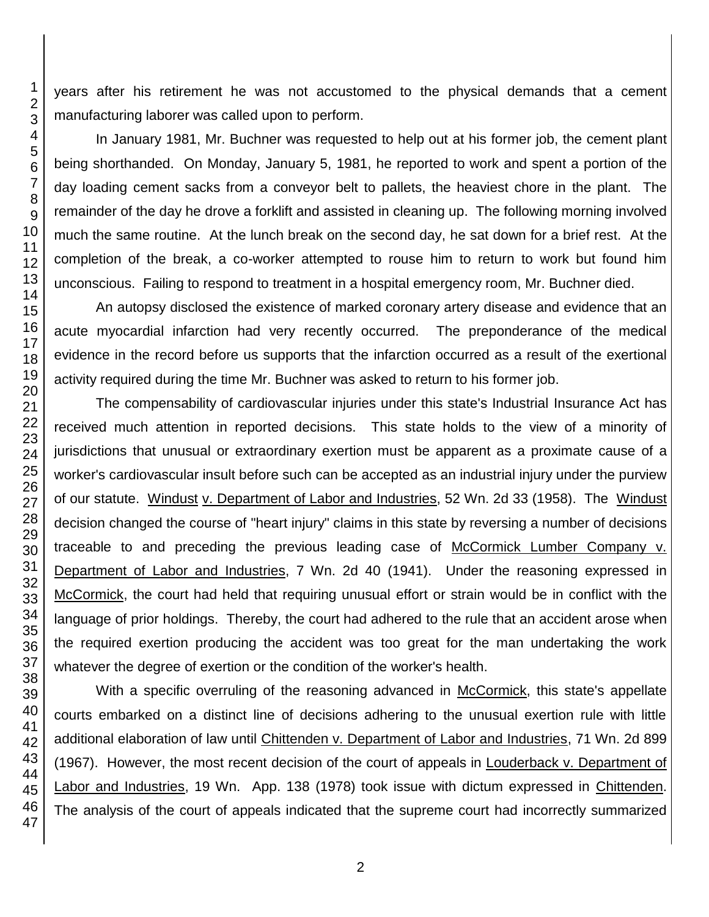years after his retirement he was not accustomed to the physical demands that a cement manufacturing laborer was called upon to perform.

In January 1981, Mr. Buchner was requested to help out at his former job, the cement plant being shorthanded. On Monday, January 5, 1981, he reported to work and spent a portion of the day loading cement sacks from a conveyor belt to pallets, the heaviest chore in the plant. The remainder of the day he drove a forklift and assisted in cleaning up. The following morning involved much the same routine. At the lunch break on the second day, he sat down for a brief rest. At the completion of the break, a co-worker attempted to rouse him to return to work but found him unconscious. Failing to respond to treatment in a hospital emergency room, Mr. Buchner died.

An autopsy disclosed the existence of marked coronary artery disease and evidence that an acute myocardial infarction had very recently occurred. The preponderance of the medical evidence in the record before us supports that the infarction occurred as a result of the exertional activity required during the time Mr. Buchner was asked to return to his former job.

The compensability of cardiovascular injuries under this state's Industrial Insurance Act has received much attention in reported decisions. This state holds to the view of a minority of jurisdictions that unusual or extraordinary exertion must be apparent as a proximate cause of a worker's cardiovascular insult before such can be accepted as an industrial injury under the purview of our statute. Windust v. Department of Labor and Industries, 52 Wn. 2d 33 (1958). The Windust decision changed the course of "heart injury" claims in this state by reversing a number of decisions traceable to and preceding the previous leading case of McCormick Lumber Company v. Department of Labor and Industries, 7 Wn. 2d 40 (1941). Under the reasoning expressed in McCormick, the court had held that requiring unusual effort or strain would be in conflict with the language of prior holdings. Thereby, the court had adhered to the rule that an accident arose when the required exertion producing the accident was too great for the man undertaking the work whatever the degree of exertion or the condition of the worker's health.

With a specific overruling of the reasoning advanced in McCormick, this state's appellate courts embarked on a distinct line of decisions adhering to the unusual exertion rule with little additional elaboration of law until Chittenden v. Department of Labor and Industries, 71 Wn. 2d 899 (1967). However, the most recent decision of the court of appeals in Louderback v. Department of Labor and Industries, 19 Wn. App. 138 (1978) took issue with dictum expressed in Chittenden. The analysis of the court of appeals indicated that the supreme court had incorrectly summarized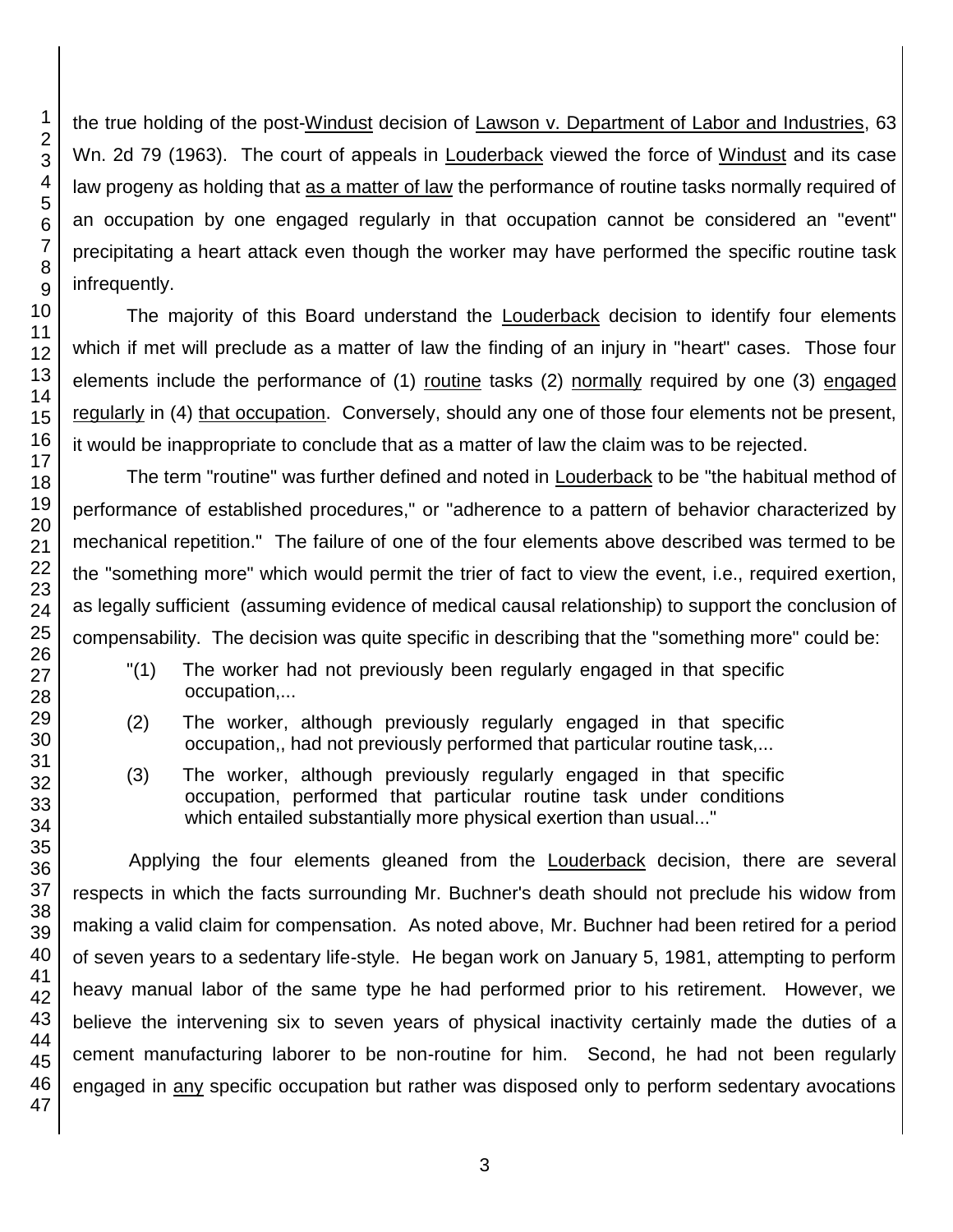the true holding of the post-Windust decision of Lawson v. Department of Labor and Industries, 63 Wn. 2d 79 (1963). The court of appeals in Louderback viewed the force of Windust and its case law progeny as holding that as a matter of law the performance of routine tasks normally required of an occupation by one engaged regularly in that occupation cannot be considered an "event" precipitating a heart attack even though the worker may have performed the specific routine task infrequently.

The majority of this Board understand the Louderback decision to identify four elements which if met will preclude as a matter of law the finding of an injury in "heart" cases. Those four elements include the performance of (1) routine tasks (2) normally required by one (3) engaged regularly in (4) that occupation. Conversely, should any one of those four elements not be present, it would be inappropriate to conclude that as a matter of law the claim was to be rejected.

The term "routine" was further defined and noted in Louderback to be "the habitual method of performance of established procedures," or "adherence to a pattern of behavior characterized by mechanical repetition." The failure of one of the four elements above described was termed to be the "something more" which would permit the trier of fact to view the event, i.e., required exertion, as legally sufficient (assuming evidence of medical causal relationship) to support the conclusion of compensability. The decision was quite specific in describing that the "something more" could be:

> "(1) The worker had not previously been regularly engaged in that specific occupation,...
>
> (2) The worker, although previously regularly engaged in that specific occupation,, had not previously performed that particular routine task,...
>
> (3) The worker, although previously regularly engaged in that specific occupation, performed that particular routine task under conditions which entailed substantially more physical exertion than usual..."

Applying the four elements gleaned from the Louderback decision, there are several respects in which the facts surrounding Mr. Buchner's death should not preclude his widow from making a valid claim for compensation. As noted above, Mr. Buchner had been retired for a period of seven years to a sedentary life-style. He began work on January 5, 1981, attempting to perform heavy manual labor of the same type he had performed prior to his retirement. However, we believe the intervening six to seven years of physical inactivity certainly made the duties of a cement manufacturing laborer to be non-routine for him. Second, he had not been regularly engaged in any specific occupation but rather was disposed only to perform sedentary avocations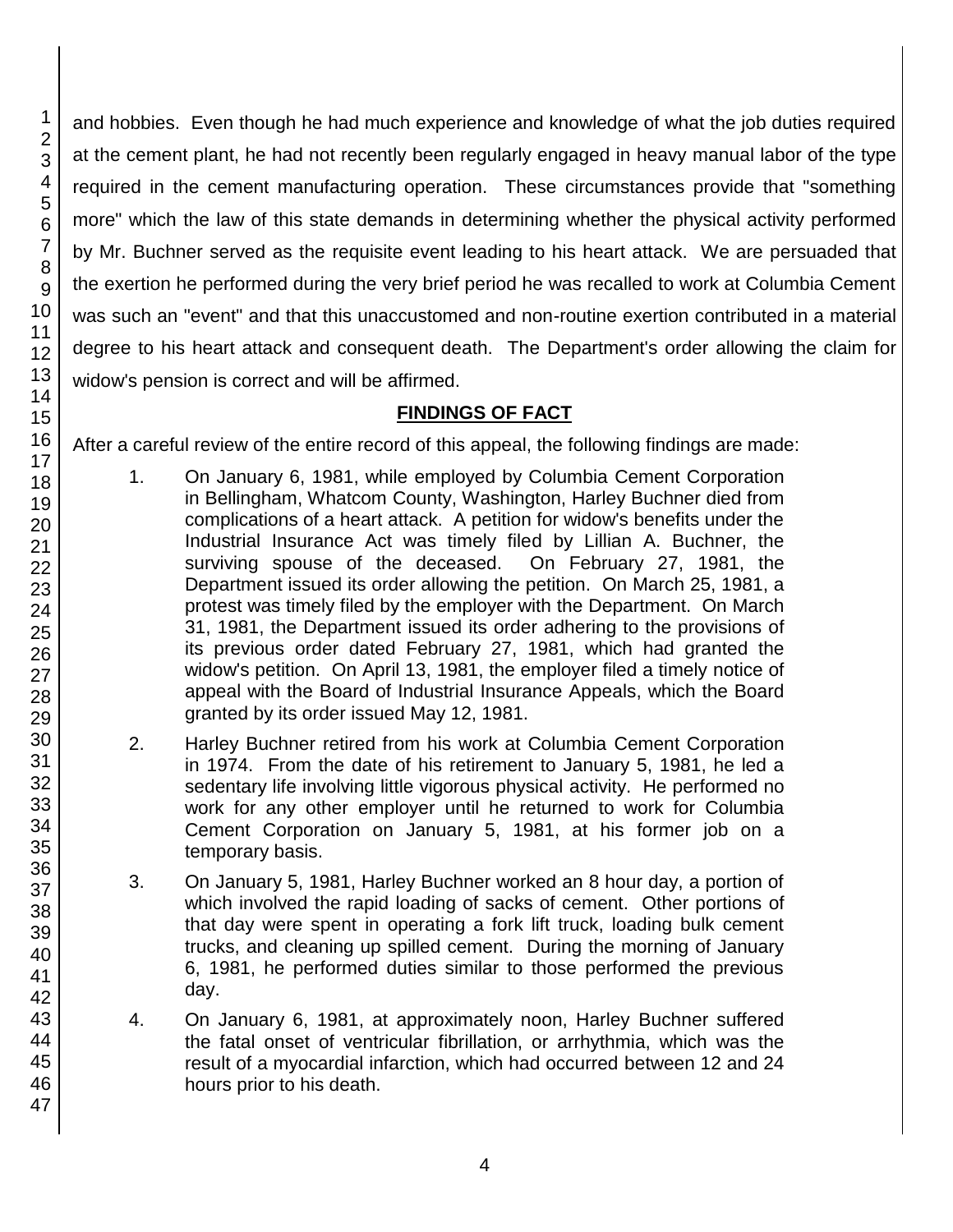and hobbies. Even though he had much experience and knowledge of what the job duties required at the cement plant, he had not recently been regularly engaged in heavy manual labor of the type required in the cement manufacturing operation. These circumstances provide that "something more" which the law of this state demands in determining whether the physical activity performed by Mr. Buchner served as the requisite event leading to his heart attack. We are persuaded that the exertion he performed during the very brief period he was recalled to work at Columbia Cement was such an "event" and that this unaccustomed and non-routine exertion contributed in a material degree to his heart attack and consequent death. The Department's order allowing the claim for widow's pension is correct and will be affirmed.

## FINDINGS OF FACT

After a careful review of the entire record of this appeal, the following findings are made:

1. On January 6, 1981, while employed by Columbia Cement Corporation in Bellingham, Whatcom County, Washington, Harley Buchner died from complications of a heart attack. A petition for widow's benefits under the Industrial Insurance Act was timely filed by Lillian A. Buchner, the surviving spouse of the deceased. On February 27, 1981, the Department issued its order allowing the petition. On March 25, 1981, a protest was timely filed by the employer with the Department. On March 31, 1981, the Department issued its order adhering to the provisions of its previous order dated February 27, 1981, which had granted the widow's petition. On April 13, 1981, the employer filed a timely notice of appeal with the Board of Industrial Insurance Appeals, which the Board granted by its order issued May 12, 1981.

2. Harley Buchner retired from his work at Columbia Cement Corporation in 1974. From the date of his retirement to January 5, 1981, he led a sedentary life involving little vigorous physical activity. He performed no work for any other employer until he returned to work for Columbia Cement Corporation on January 5, 1981, at his former job on a temporary basis.

3. On January 5, 1981, Harley Buchner worked an 8 hour day, a portion of which involved the rapid loading of sacks of cement. Other portions of that day were spent in operating a fork lift truck, loading bulk cement trucks, and cleaning up spilled cement. During the morning of January 6, 1981, he performed duties similar to those performed the previous day.

4. On January 6, 1981, at approximately noon, Harley Buchner suffered the fatal onset of ventricular fibrillation, or arrhythmia, which was the result of a myocardial infarction, which had occurred between 12 and 24 hours prior to his death.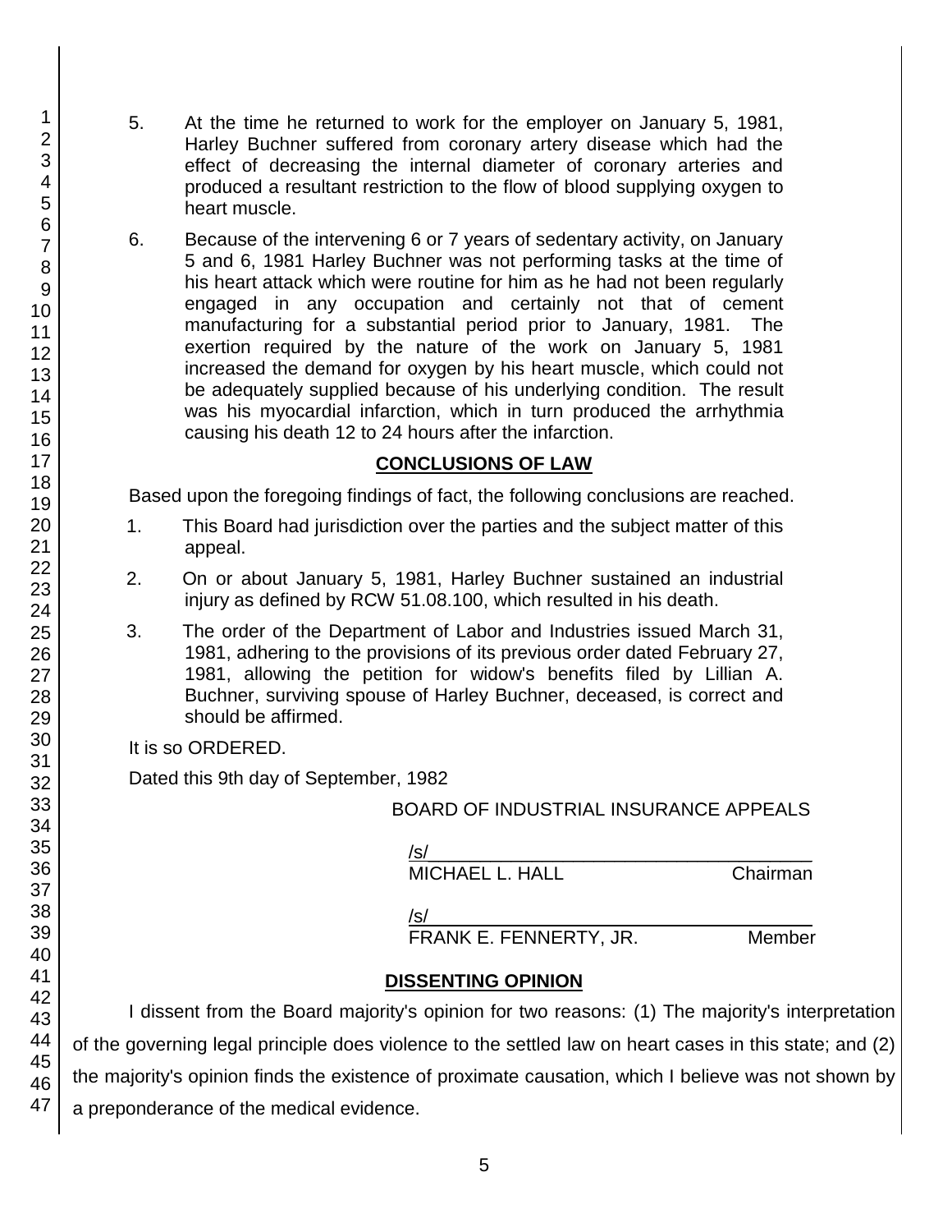5. At the time he returned to work for the employer on January 5, 1981, Harley Buchner suffered from coronary artery disease which had the effect of decreasing the internal diameter of coronary arteries and produced a resultant restriction to the flow of blood supplying oxygen to heart muscle.

6. Because of the intervening 6 or 7 years of sedentary activity, on January 5 and 6, 1981 Harley Buchner was not performing tasks at the time of his heart attack which were routine for him as he had not been regularly engaged in any occupation and certainly not that of cement manufacturing for a substantial period prior to January, 1981. The exertion required by the nature of the work on January 5, 1981 increased the demand for oxygen by his heart muscle, which could not be adequately supplied because of his underlying condition. The result was his myocardial infarction, which in turn produced the arrhythmia causing his death 12 to 24 hours after the infarction.

## CONCLUSIONS OF LAW

Based upon the foregoing findings of fact, the following conclusions are reached.

1. This Board had jurisdiction over the parties and the subject matter of this appeal.

2. On or about January 5, 1981, Harley Buchner sustained an industrial injury as defined by RCW 51.08.100, which resulted in his death.

3. The order of the Department of Labor and Industries issued March 31, 1981, adhering to the provisions of its previous order dated February 27, 1981, allowing the petition for widow's benefits filed by Lillian A. Buchner, surviving spouse of Harley Buchner, deceased, is correct and should be affirmed.

It is so ORDERED.

Dated this 9th day of September, 1982

BOARD OF INDUSTRIAL INSURANCE APPEALS

/s/
MICHAEL L. HALL Chairman

/s/
FRANK E. FENNERTY, JR. Member

## DISSENTING OPINION

I dissent from the Board majority's opinion for two reasons: (1) The majority's interpretation of the governing legal principle does violence to the settled law on heart cases in this state; and (2) the majority's opinion finds the existence of proximate causation, which I believe was not shown by a preponderance of the medical evidence.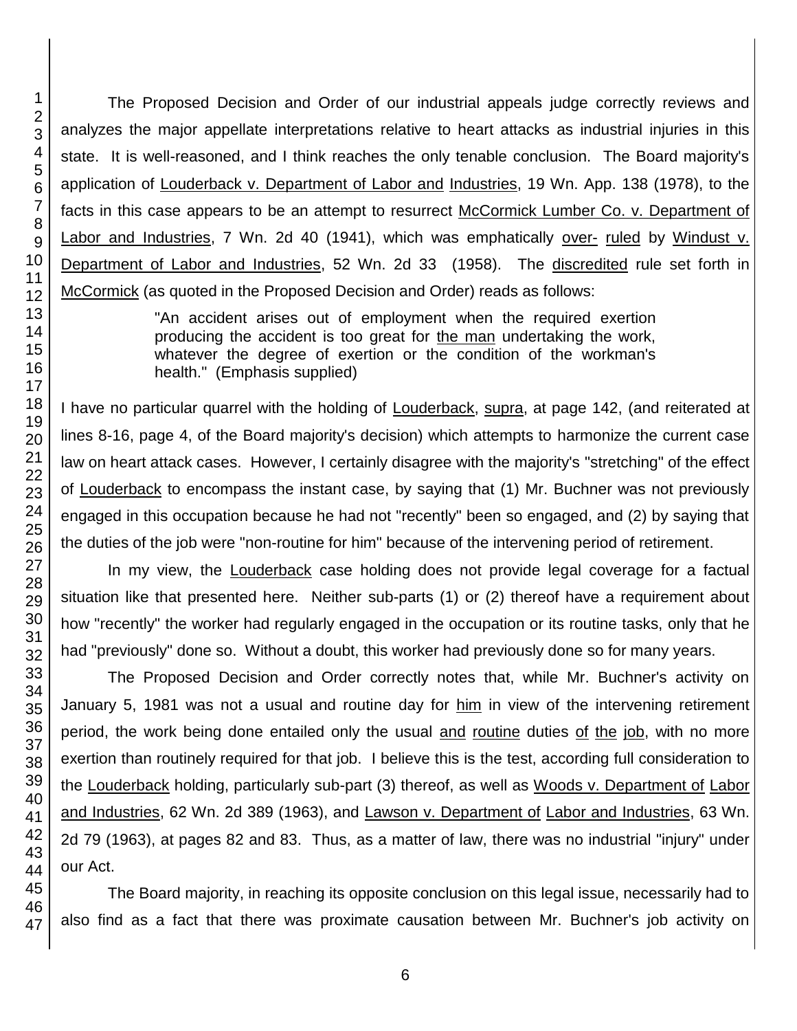The Proposed Decision and Order of our industrial appeals judge correctly reviews and analyzes the major appellate interpretations relative to heart attacks as industrial injuries in this state. It is well-reasoned, and I think reaches the only tenable conclusion. The Board majority's application of Louderback v. Department of Labor and Industries, 19 Wn. App. 138 (1978), to the facts in this case appears to be an attempt to resurrect McCormick Lumber Co. v. Department of Labor and Industries, 7 Wn. 2d 40 (1941), which was emphatically over- ruled by Windust v. Department of Labor and Industries, 52 Wn. 2d 33 (1958). The discredited rule set forth in McCormick (as quoted in the Proposed Decision and Order) reads as follows:

> "An accident arises out of employment when the required exertion producing the accident is too great for the man undertaking the work, whatever the degree of exertion or the condition of the workman's health." (Emphasis supplied)

I have no particular quarrel with the holding of Louderback, supra, at page 142, (and reiterated at lines 8-16, page 4, of the Board majority's decision) which attempts to harmonize the current case law on heart attack cases. However, I certainly disagree with the majority's "stretching" of the effect of Louderback to encompass the instant case, by saying that (1) Mr. Buchner was not previously engaged in this occupation because he had not "recently" been so engaged, and (2) by saying that the duties of the job were "non-routine for him" because of the intervening period of retirement.

In my view, the Louderback case holding does not provide legal coverage for a factual situation like that presented here. Neither sub-parts (1) or (2) thereof have a requirement about how "recently" the worker had regularly engaged in the occupation or its routine tasks, only that he had "previously" done so. Without a doubt, this worker had previously done so for many years.

The Proposed Decision and Order correctly notes that, while Mr. Buchner's activity on January 5, 1981 was not a usual and routine day for him in view of the intervening retirement period, the work being done entailed only the usual and routine duties of the job, with no more exertion than routinely required for that job. I believe this is the test, according full consideration to the Louderback holding, particularly sub-part (3) thereof, as well as Woods v. Department of Labor and Industries, 62 Wn. 2d 389 (1963), and Lawson v. Department of Labor and Industries, 63 Wn. 2d 79 (1963), at pages 82 and 83. Thus, as a matter of law, there was no industrial "injury" under our Act.

The Board majority, in reaching its opposite conclusion on this legal issue, necessarily had to also find as a fact that there was proximate causation between Mr. Buchner's job activity on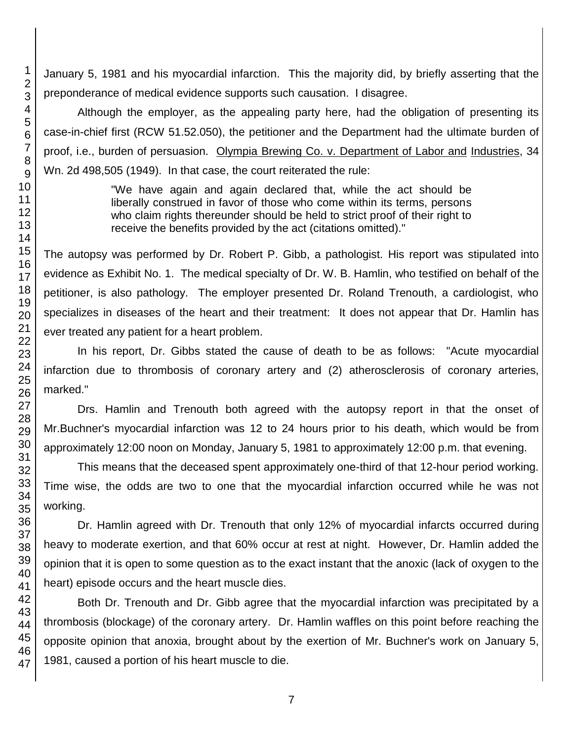January 5, 1981 and his myocardial infarction. This the majority did, by briefly asserting that the preponderance of medical evidence supports such causation. I disagree.

Although the employer, as the appealing party here, had the obligation of presenting its case-in-chief first (RCW 51.52.050), the petitioner and the Department had the ultimate burden of proof, i.e., burden of persuasion. Olympia Brewing Co. v. Department of Labor and Industries, 34 Wn. 2d 498,505 (1949). In that case, the court reiterated the rule:

> "We have again and again declared that, while the act should be liberally construed in favor of those who come within its terms, persons who claim rights thereunder should be held to strict proof of their right to receive the benefits provided by the act (citations omitted)."

The autopsy was performed by Dr. Robert P. Gibb, a pathologist. His report was stipulated into evidence as Exhibit No. 1. The medical specialty of Dr. W. B. Hamlin, who testified on behalf of the petitioner, is also pathology. The employer presented Dr. Roland Trenouth, a cardiologist, who specializes in diseases of the heart and their treatment: It does not appear that Dr. Hamlin has ever treated any patient for a heart problem.

In his report, Dr. Gibbs stated the cause of death to be as follows: "Acute myocardial infarction due to thrombosis of coronary artery and (2) atherosclerosis of coronary arteries, marked."

Drs. Hamlin and Trenouth both agreed with the autopsy report in that the onset of Mr.Buchner's myocardial infarction was 12 to 24 hours prior to his death, which would be from approximately 12:00 noon on Monday, January 5, 1981 to approximately 12:00 p.m. that evening.

This means that the deceased spent approximately one-third of that 12-hour period working. Time wise, the odds are two to one that the myocardial infarction occurred while he was not working.

Dr. Hamlin agreed with Dr. Trenouth that only 12% of myocardial infarcts occurred during heavy to moderate exertion, and that 60% occur at rest at night. However, Dr. Hamlin added the opinion that it is open to some question as to the exact instant that the anoxic (lack of oxygen to the heart) episode occurs and the heart muscle dies.

Both Dr. Trenouth and Dr. Gibb agree that the myocardial infarction was precipitated by a thrombosis (blockage) of the coronary artery. Dr. Hamlin waffles on this point before reaching the opposite opinion that anoxia, brought about by the exertion of Mr. Buchner's work on January 5, 1981, caused a portion of his heart muscle to die.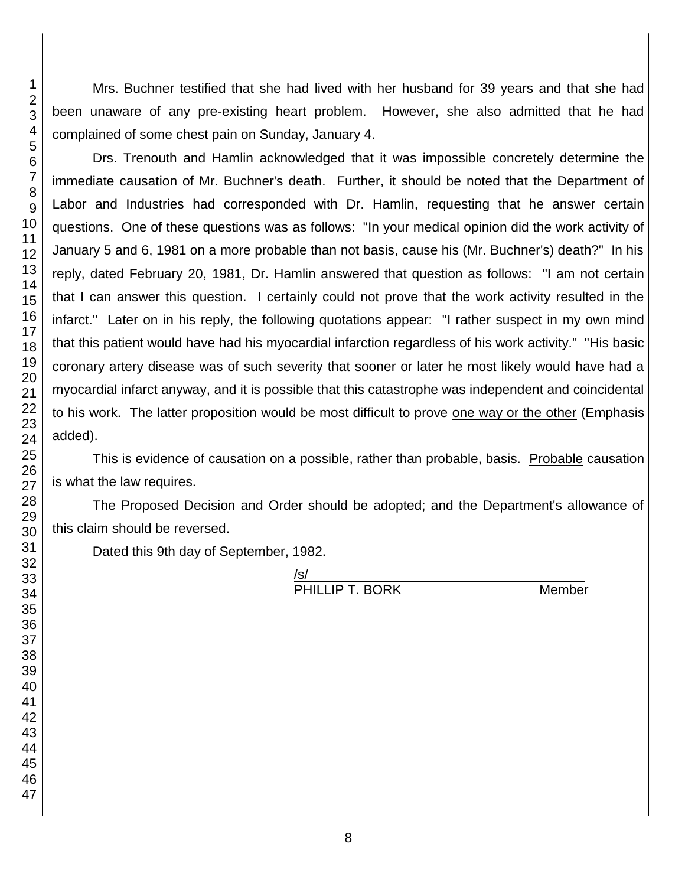Mrs. Buchner testified that she had lived with her husband for 39 years and that she had been unaware of any pre-existing heart problem. However, she also admitted that he had complained of some chest pain on Sunday, January 4.

Drs. Trenouth and Hamlin acknowledged that it was impossible concretely determine the immediate causation of Mr. Buchner's death. Further, it should be noted that the Department of Labor and Industries had corresponded with Dr. Hamlin, requesting that he answer certain questions. One of these questions was as follows: "In your medical opinion did the work activity of January 5 and 6, 1981 on a more probable than not basis, cause his (Mr. Buchner's) death?" In his reply, dated February 20, 1981, Dr. Hamlin answered that question as follows: "I am not certain that I can answer this question. I certainly could not prove that the work activity resulted in the infarct." Later on in his reply, the following quotations appear: "I rather suspect in my own mind that this patient would have had his myocardial infarction regardless of his work activity." "His basic coronary artery disease was of such severity that sooner or later he most likely would have had a myocardial infarct anyway, and it is possible that this catastrophe was independent and coincidental to his work. The latter proposition would be most difficult to prove <u>one way or the other</u> (Emphasis added).

This is evidence of causation on a possible, rather than probable, basis. <u>Probable</u> causation is what the law requires.

The Proposed Decision and Order should be adopted; and the Department's allowance of this claim should be reversed.

Dated this 9th day of September, 1982.

/s/
PHILLIP T. BORK Member